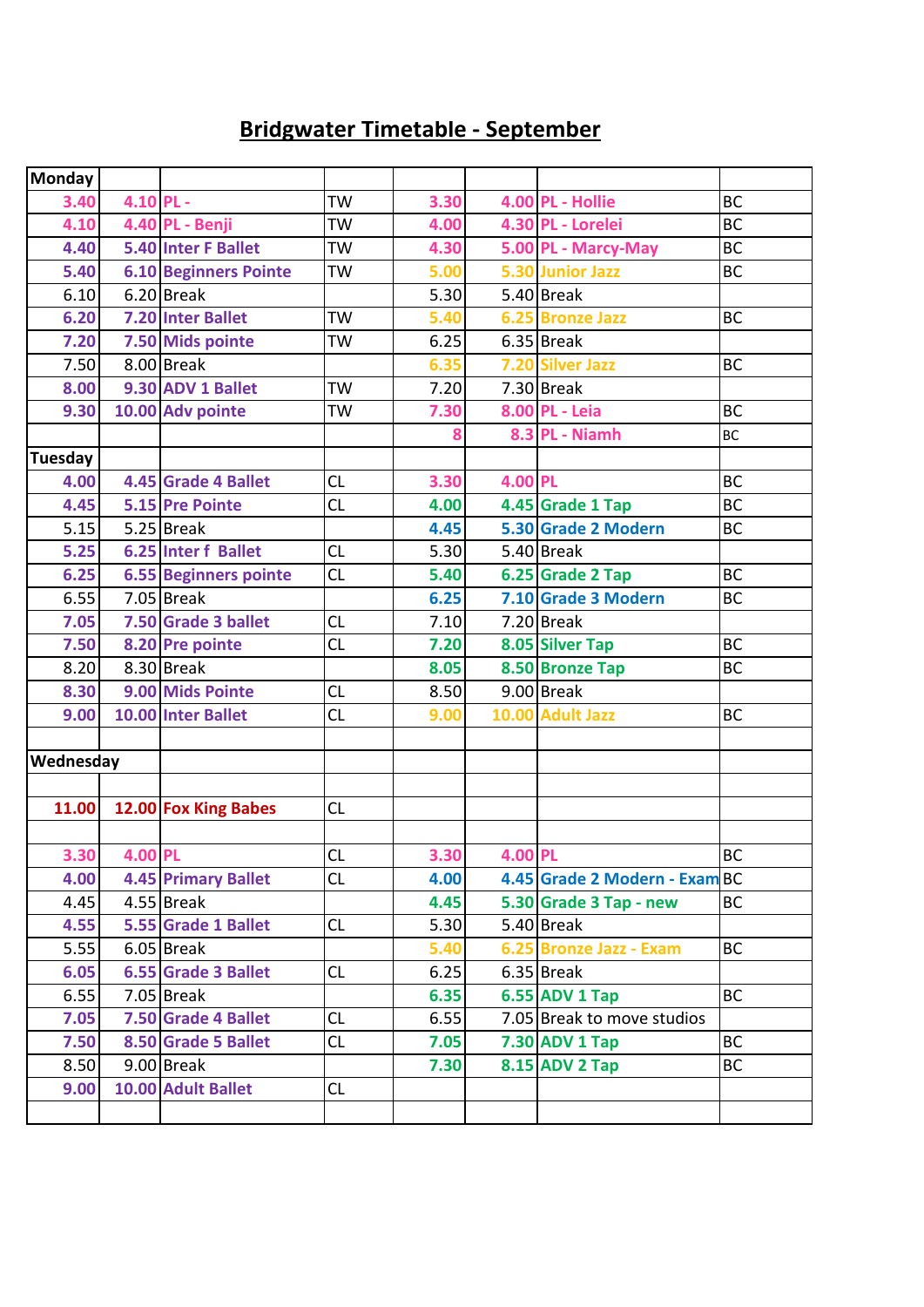# Bridgwater Timetable - September

| Monday | | | | | | | |
|---|---|---|---|---|---|---|---|
| 3.40 | 4.10 | PL - | TW | 3.30 | 4.00 | PL - Hollie | BC |
| 4.10 | 4.40 | PL - Benji | TW | 4.00 | 4.30 | PL - Lorelei | BC |
| 4.40 | 5.40 | Inter F Ballet | TW | 4.30 | 5.00 | PL - Marcy-May | BC |
| 5.40 | 6.10 | Beginners Pointe | TW | 5.00 | 5.30 | Junior Jazz | BC |
| 6.10 | 6.20 | Break | | 5.30 | 5.40 | Break | |
| 6.20 | 7.20 | Inter Ballet | TW | 5.40 | 6.25 | Bronze Jazz | BC |
| 7.20 | 7.50 | Mids pointe | TW | 6.25 | 6.35 | Break | |
| 7.50 | 8.00 | Break | | 6.35 | 7.20 | Silver Jazz | BC |
| 8.00 | 9.30 | ADV 1 Ballet | TW | 7.20 | 7.30 | Break | |
| 9.30 | 10.00 | Adv pointe | TW | 7.30 | 8.00 | PL - Leia | BC |
| | | | | 8 | 8.3 | PL - Niamh | BC |
| **Tuesday** | | | | | | | |
| 4.00 | 4.45 | Grade 4 Ballet | CL | 3.30 | 4.00 | PL | BC |
| 4.45 | 5.15 | Pre Pointe | CL | 4.00 | 4.45 | Grade 1 Tap | BC |
| 5.15 | 5.25 | Break | | 4.45 | 5.30 | Grade 2 Modern | BC |
| 5.25 | 6.25 | Inter f Ballet | CL | 5.30 | 5.40 | Break | |
| 6.25 | 6.55 | Beginners pointe | CL | 5.40 | 6.25 | Grade 2 Tap | BC |
| 6.55 | 7.05 | Break | | 6.25 | 7.10 | Grade 3 Modern | BC |
| 7.05 | 7.50 | Grade 3 ballet | CL | 7.10 | 7.20 | Break | |
| 7.50 | 8.20 | Pre pointe | CL | 7.20 | 8.05 | Silver Tap | BC |
| 8.20 | 8.30 | Break | | 8.05 | 8.50 | Bronze Tap | BC |
| 8.30 | 9.00 | Mids Pointe | CL | 8.50 | 9.00 | Break | |
| 9.00 | 10.00 | Inter Ballet | CL | 9.00 | 10.00 | Adult Jazz | BC |
| | | | | | | | |
| **Wednesday** | | | | | | | |
| | | | | | | | |
| 11.00 | 12.00 | Fox King Babes | CL | | | | |
| | | | | | | | |
| 3.30 | 4.00 | PL | CL | 3.30 | 4.00 | PL | BC |
| 4.00 | 4.45 | Primary Ballet | CL | 4.00 | 4.45 | Grade 2 Modern - Exam | BC |
| 4.45 | 4.55 | Break | | 4.45 | 5.30 | Grade 3 Tap - new | BC |
| 4.55 | 5.55 | Grade 1 Ballet | CL | 5.30 | 5.40 | Break | |
| 5.55 | 6.05 | Break | | 5.40 | 6.25 | Bronze Jazz - Exam | BC |
| 6.05 | 6.55 | Grade 3 Ballet | CL | 6.25 | 6.35 | Break | |
| 6.55 | 7.05 | Break | | 6.35 | 6.55 | ADV 1 Tap | BC |
| 7.05 | 7.50 | Grade 4 Ballet | CL | 6.55 | 7.05 | Break to move studios | |
| 7.50 | 8.50 | Grade 5 Ballet | CL | 7.05 | 7.30 | ADV 1 Tap | BC |
| 8.50 | 9.00 | Break | | 7.30 | 8.15 | ADV 2 Tap | BC |
| 9.00 | 10.00 | Adult Ballet | CL | | | | |
| | | | | | | | |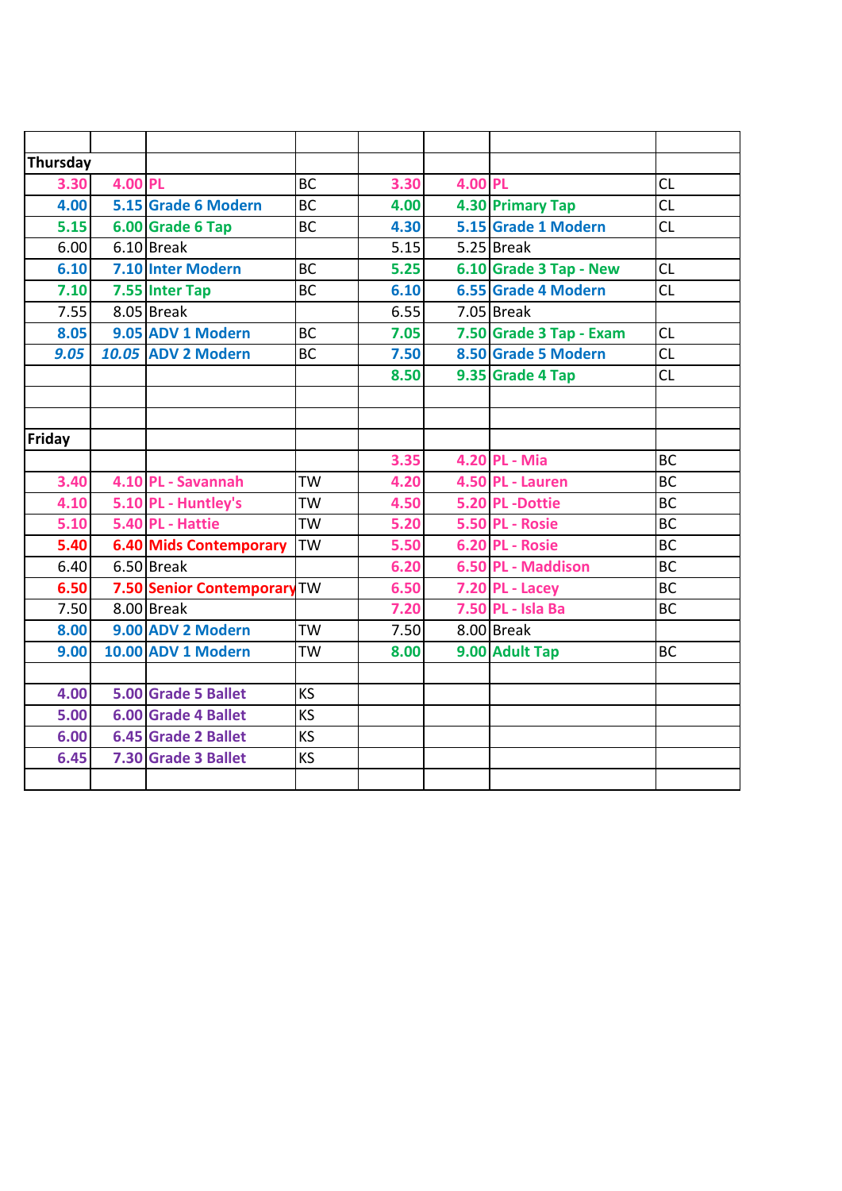| | | | | | | | |
|---|---|---|---|---|---|---|---|
| **Thursday** | | | | | | | |
| **3.30** | **4.00** | **PL** | BC | **3.30** | **4.00** | **PL** | CL |
| **4.00** | **5.15** | **Grade 6 Modern** | BC | **4.00** | **4.30** | **Primary Tap** | CL |
| **5.15** | **6.00** | **Grade 6 Tap** | BC | **4.30** | **5.15** | **Grade 1 Modern** | CL |
| 6.00 | 6.10 | Break | | 5.15 | 5.25 | Break | |
| **6.10** | **7.10** | **Inter Modern** | BC | **5.25** | **6.10** | **Grade 3 Tap - New** | CL |
| **7.10** | **7.55** | **Inter Tap** | BC | **6.10** | **6.55** | **Grade 4 Modern** | CL |
| 7.55 | 8.05 | Break | | 6.55 | 7.05 | Break | |
| **8.05** | **9.05** | **ADV 1 Modern** | BC | **7.05** | **7.50** | **Grade 3 Tap - Exam** | CL |
| ***9.05*** | ***10.05*** | **ADV 2 Modern** | BC | **7.50** | **8.50** | **Grade 5 Modern** | CL |
| | | | | **8.50** | **9.35** | **Grade 4 Tap** | CL |
| | | | | | | | |
| | | | | | | | |
| **Friday** | | | | | | | |
| | | | | **3.35** | **4.20** | **PL - Mia** | BC |
| **3.40** | **4.10** | **PL - Savannah** | TW | **4.20** | **4.50** | **PL - Lauren** | BC |
| **4.10** | **5.10** | **PL - Huntley's** | TW | **4.50** | **5.20** | **PL -Dottie** | BC |
| **5.10** | **5.40** | **PL - Hattie** | TW | **5.20** | **5.50** | **PL - Rosie** | BC |
| **5.40** | **6.40** | **Mids Contemporary** | TW | **5.50** | **6.20** | **PL - Rosie** | BC |
| 6.40 | 6.50 | Break | | **6.20** | **6.50** | **PL - Maddison** | BC |
| **6.50** | **7.50** | **Senior Contemporary** | TW | **6.50** | **7.20** | **PL - Lacey** | BC |
| 7.50 | 8.00 | Break | | **7.20** | **7.50** | **PL - Isla Ba** | BC |
| **8.00** | **9.00** | **ADV 2 Modern** | TW | 7.50 | 8.00 | Break | |
| **9.00** | **10.00** | **ADV 1 Modern** | TW | **8.00** | **9.00** | **Adult Tap** | BC |
| | | | | | | | |
| **4.00** | **5.00** | **Grade 5 Ballet** | KS | | | | |
| **5.00** | **6.00** | **Grade 4 Ballet** | KS | | | | |
| **6.00** | **6.45** | **Grade 2 Ballet** | KS | | | | |
| **6.45** | **7.30** | **Grade 3 Ballet** | KS | | | | |
| | | | | | | | |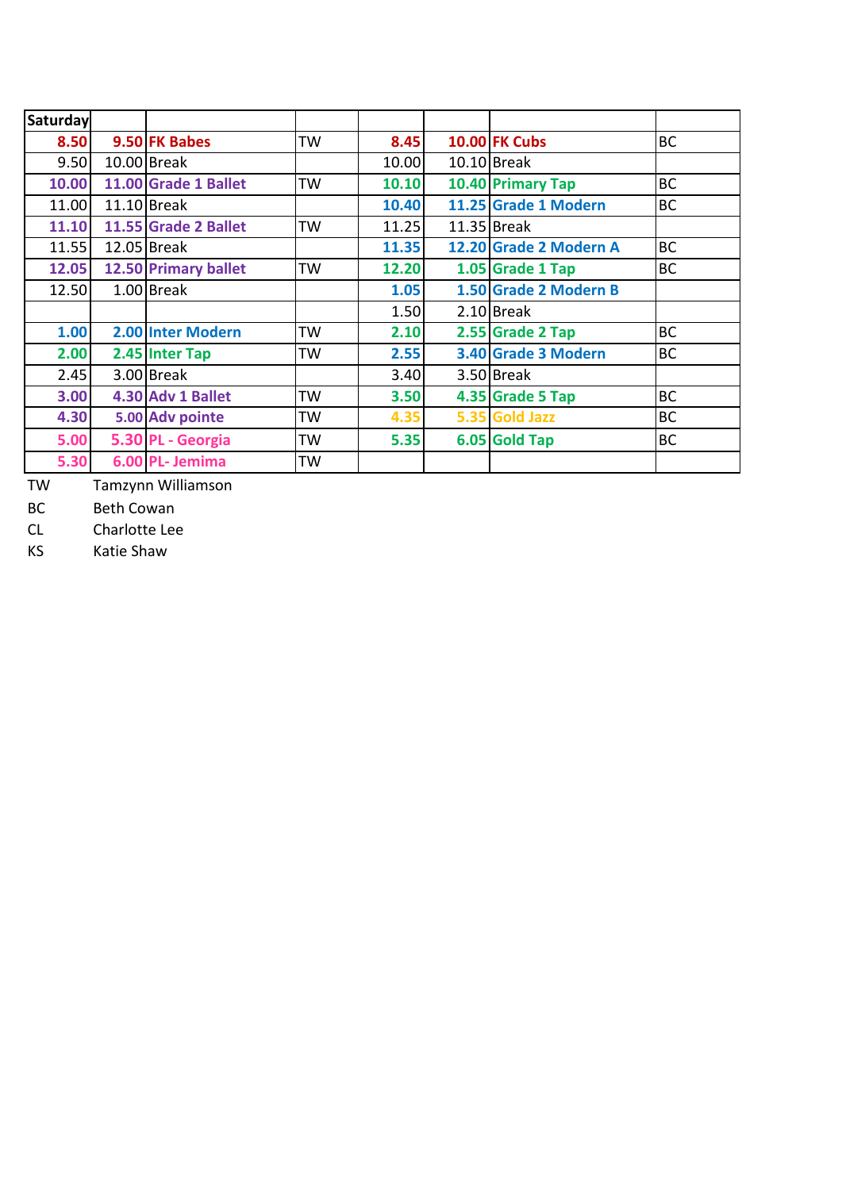| Saturday | | | | | | | |
|---|---|---|---|---|---|---|---|
| **8.50** | **9.50** | **FK Babes** | TW | **8.45** | **10.00** | **FK Cubs** | BC |
| 9.50 | 10.00 | Break | | 10.00 | 10.10 | Break | |
| **10.00** | **11.00** | **Grade 1 Ballet** | TW | **10.10** | **10.40** | **Primary Tap** | BC |
| 11.00 | 11.10 | Break | | **10.40** | **11.25** | **Grade 1 Modern** | BC |
| **11.10** | **11.55** | **Grade 2 Ballet** | TW | 11.25 | 11.35 | Break | |
| 11.55 | 12.05 | Break | | **11.35** | **12.20** | **Grade 2 Modern A** | BC |
| **12.05** | **12.50** | **Primary ballet** | TW | **12.20** | **1.05** | **Grade 1 Tap** | BC |
| 12.50 | 1.00 | Break | | **1.05** | **1.50** | **Grade 2 Modern B** | |
| | | | | 1.50 | 2.10 | Break | |
| **1.00** | **2.00** | **Inter Modern** | TW | **2.10** | **2.55** | **Grade 2 Tap** | BC |
| **2.00** | **2.45** | **Inter Tap** | TW | **2.55** | **3.40** | **Grade 3 Modern** | BC |
| 2.45 | 3.00 | Break | | 3.40 | 3.50 | Break | |
| **3.00** | **4.30** | **Adv 1 Ballet** | TW | **3.50** | **4.35** | **Grade 5 Tap** | BC |
| **4.30** | **5.00** | **Adv pointe** | TW | **4.35** | **5.35** | **Gold Jazz** | BC |
| **5.00** | **5.30** | **PL - Georgia** | TW | **5.35** | **6.05** | **Gold Tap** | BC |
| **5.30** | **6.00** | **PL- Jemima** | TW | | | | |

TW Tamzynn Williamson

BC Beth Cowan

CL Charlotte Lee

KS Katie Shaw